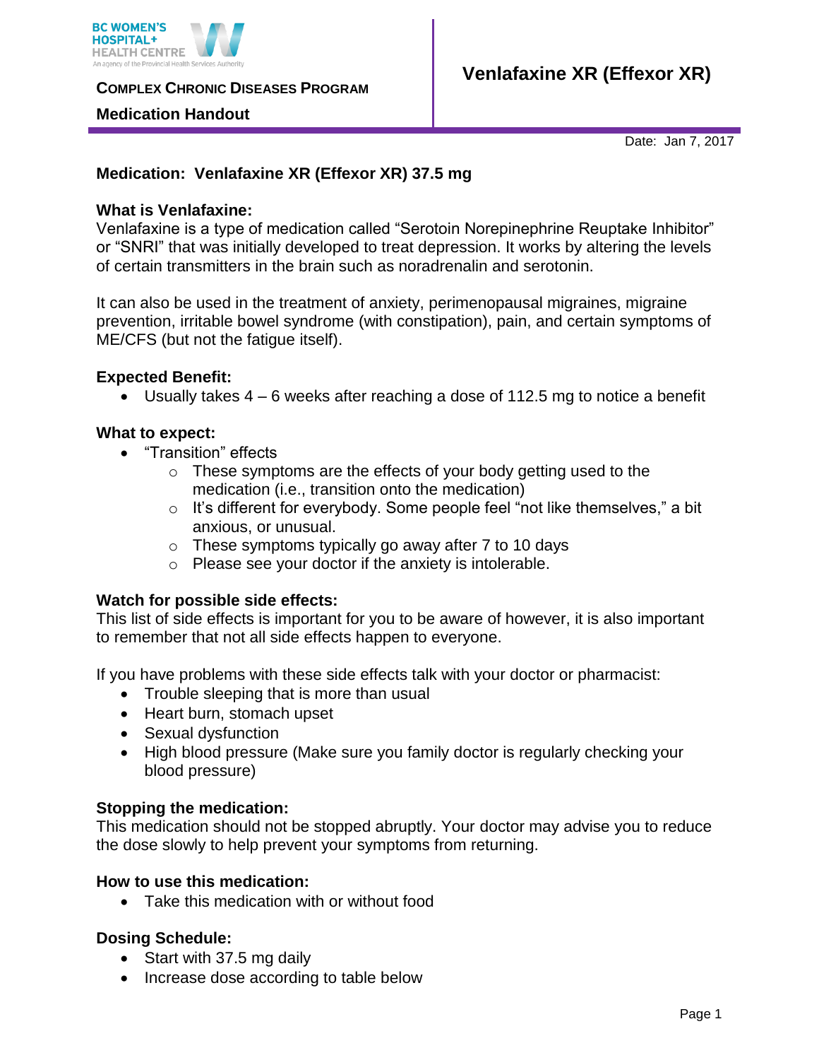BC WOMEN'S HOSPITAL+ HEALTH CENTRE
An agency of the Provincial Health Services Authority

**COMPLEX CHRONIC DISEASES PROGRAM**

**Medication Handout**

# Venlafaxine XR (Effexor XR)

Date: Jan 7, 2017

**Medication: Venlafaxine XR (Effexor XR) 37.5 mg**

**What is Venlafaxine:**

Venlafaxine is a type of medication called "Serotoin Norepinephrine Reuptake Inhibitor" or "SNRI" that was initially developed to treat depression. It works by altering the levels of certain transmitters in the brain such as noradrenalin and serotonin.

It can also be used in the treatment of anxiety, perimenopausal migraines, migraine prevention, irritable bowel syndrome (with constipation), pain, and certain symptoms of ME/CFS (but not the fatigue itself).

**Expected Benefit:**

- Usually takes 4 – 6 weeks after reaching a dose of 112.5 mg to notice a benefit

**What to expect:**

- "Transition" effects
  - These symptoms are the effects of your body getting used to the medication (i.e., transition onto the medication)
  - It's different for everybody. Some people feel "not like themselves," a bit anxious, or unusual.
  - These symptoms typically go away after 7 to 10 days
  - Please see your doctor if the anxiety is intolerable.

**Watch for possible side effects:**

This list of side effects is important for you to be aware of however, it is also important to remember that not all side effects happen to everyone.

If you have problems with these side effects talk with your doctor or pharmacist:

- Trouble sleeping that is more than usual
- Heart burn, stomach upset
- Sexual dysfunction
- High blood pressure (Make sure you family doctor is regularly checking your blood pressure)

**Stopping the medication:**

This medication should not be stopped abruptly. Your doctor may advise you to reduce the dose slowly to help prevent your symptoms from returning.

**How to use this medication:**

- Take this medication with or without food

**Dosing Schedule:**

- Start with 37.5 mg daily
- Increase dose according to table below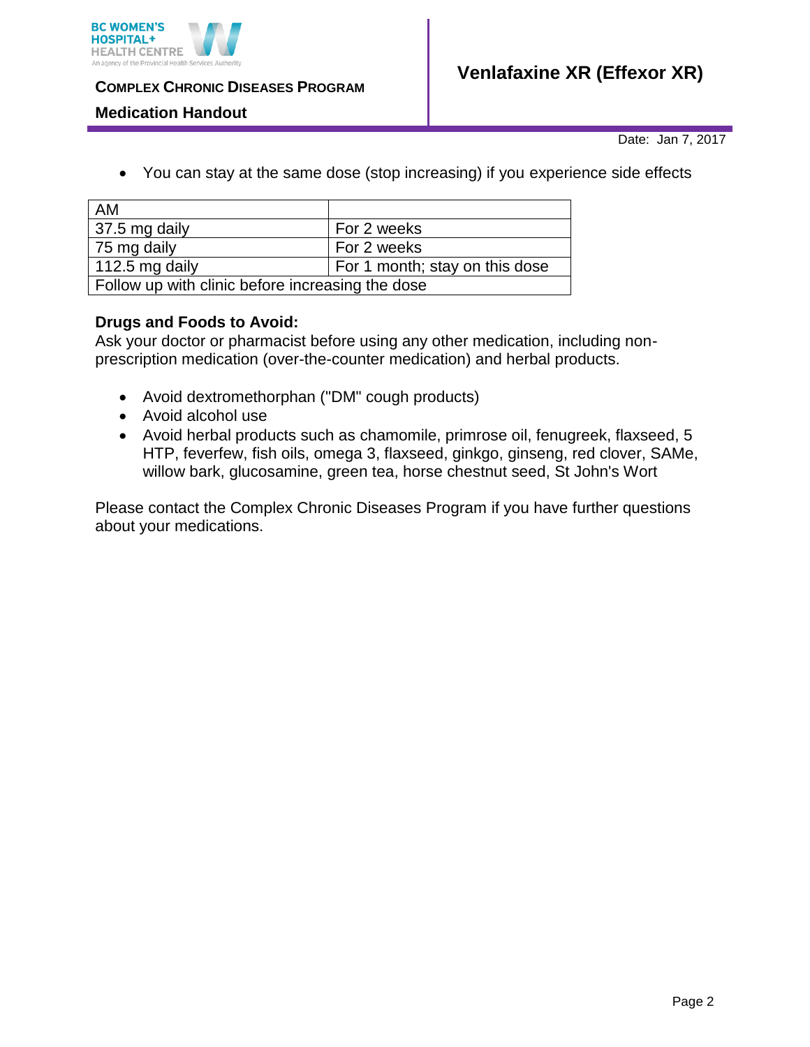- You can stay at the same dose (stop increasing) if you experience side effects

| AM | |
|---|---|
| 37.5 mg daily | For 2 weeks |
| 75 mg daily | For 2 weeks |
| 112.5 mg daily | For 1 month; stay on this dose |
| Follow up with clinic before increasing the dose | |

**Drugs and Foods to Avoid:**
Ask your doctor or pharmacist before using any other medication, including non-prescription medication (over-the-counter medication) and herbal products.

- Avoid dextromethorphan ("DM" cough products)
- Avoid alcohol use
- Avoid herbal products such as chamomile, primrose oil, fenugreek, flaxseed, 5 HTP, feverfew, fish oils, omega 3, flaxseed, ginkgo, ginseng, red clover, SAMe, willow bark, glucosamine, green tea, horse chestnut seed, St John's Wort

Please contact the Complex Chronic Diseases Program if you have further questions about your medications.